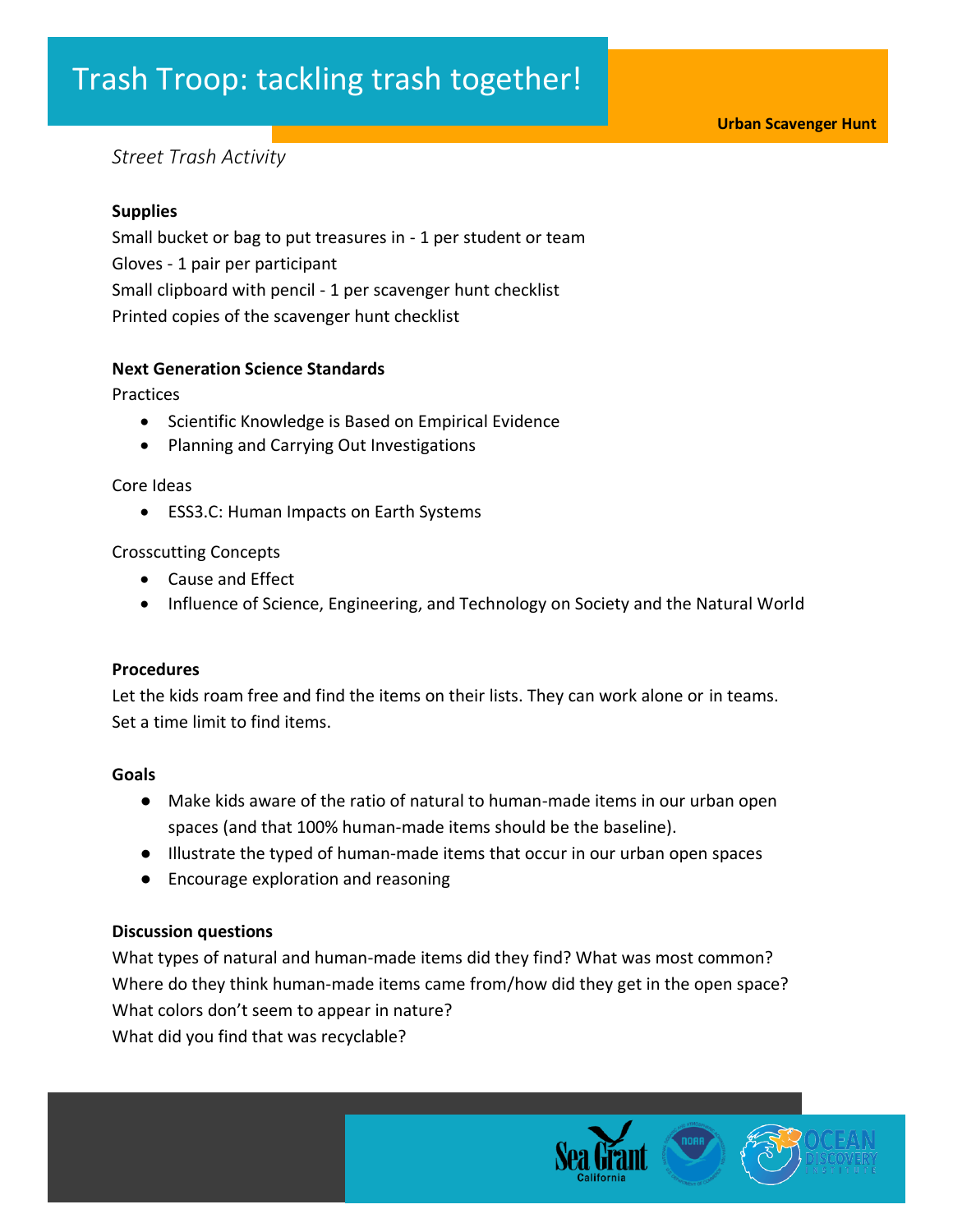# Trash Troop: tackling trash together!

**Urban Scavenger Hunt**

*Street Trash Activity*

**Supplies**

Small bucket or bag to put treasures in - 1 per student or team

Gloves - 1 pair per participant

Small clipboard with pencil - 1 per scavenger hunt checklist

Printed copies of the scavenger hunt checklist

**Next Generation Science Standards**

Practices

- Scientific Knowledge is Based on Empirical Evidence
- Planning and Carrying Out Investigations

Core Ideas

- ESS3.C: Human Impacts on Earth Systems

Crosscutting Concepts

- Cause and Effect
- Influence of Science, Engineering, and Technology on Society and the Natural World

**Procedures**

Let the kids roam free and find the items on their lists. They can work alone or in teams. Set a time limit to find items.

**Goals**

- Make kids aware of the ratio of natural to human-made items in our urban open spaces (and that 100% human-made items should be the baseline).
- Illustrate the typed of human-made items that occur in our urban open spaces
- Encourage exploration and reasoning

**Discussion questions**

What types of natural and human-made items did they find? What was most common?

Where do they think human-made items came from/how did they get in the open space?

What colors don't seem to appear in nature?

What did you find that was recyclable?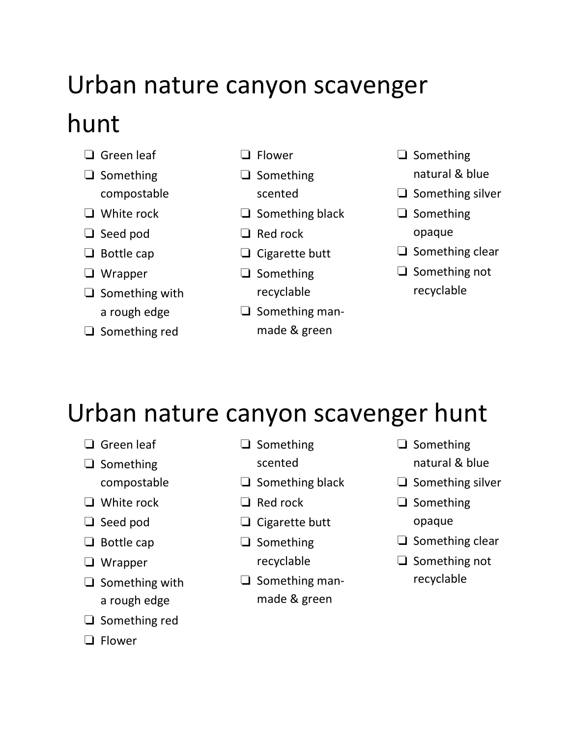# Urban nature canyon scavenger hunt

- ❑ Green leaf
- ❑ Something compostable
- ❑ White rock
- ❑ Seed pod
- ❑ Bottle cap
- ❑ Wrapper
- ❑ Something with a rough edge
- ❑ Something red
- ❑ Flower
- ❑ Something scented
- ❑ Something black
- ❑ Red rock
- ❑ Cigarette butt
- ❑ Something recyclable
- ❑ Something man-made & green
- ❑ Something natural & blue
- ❑ Something silver
- ❑ Something opaque
- ❑ Something clear
- ❑ Something not recyclable

# Urban nature canyon scavenger hunt

- ❑ Green leaf
- ❑ Something compostable
- ❑ White rock
- ❑ Seed pod
- ❑ Bottle cap
- ❑ Wrapper
- ❑ Something with a rough edge
- ❑ Something red
- ❑ Flower
- ❑ Something scented
- ❑ Something black
- ❑ Red rock
- ❑ Cigarette butt
- ❑ Something recyclable
- ❑ Something man-made & green
- ❑ Something natural & blue
- ❑ Something silver
- ❑ Something opaque
- ❑ Something clear
- ❑ Something not recyclable